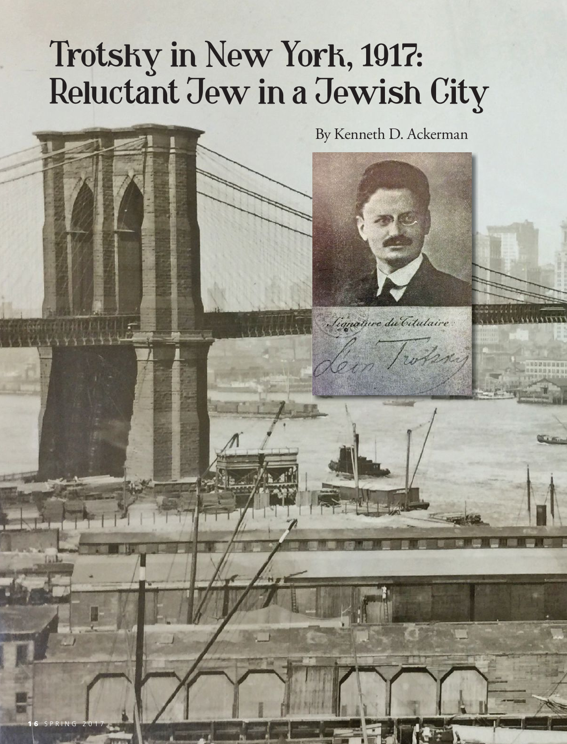# Trotsky in New York, 1917: Reluctant Jew in a Jewish City

By Kenneth D. Ackerman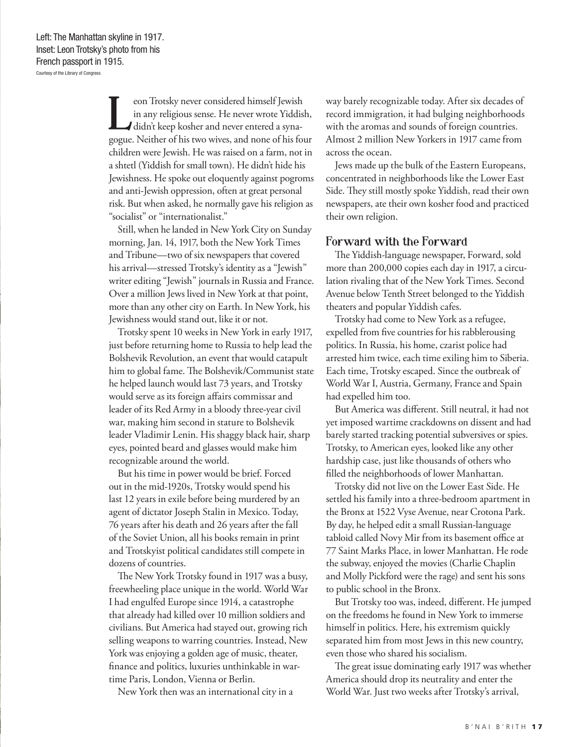Left: The Manhattan skyline in 1917. Inset: Leon Trotsky's photo from his French passport in 1915.
Courtesy of the Library of Congress

Leon Trotsky never considered himself Jewish in any religious sense. He never wrote Yiddish, didn't keep kosher and never entered a synagogue. Neither of his two wives, and none of his four children were Jewish. He was raised on a farm, not in a shtetl (Yiddish for small town). He didn't hide his Jewishness. He spoke out eloquently against pogroms and anti-Jewish oppression, often at great personal risk. But when asked, he normally gave his religion as "socialist" or "internationalist."

Still, when he landed in New York City on Sunday morning, Jan. 14, 1917, both the New York Times and Tribune—two of six newspapers that covered his arrival—stressed Trotsky's identity as a "Jewish" writer editing "Jewish" journals in Russia and France. Over a million Jews lived in New York at that point, more than any other city on Earth. In New York, his Jewishness would stand out, like it or not.

Trotsky spent 10 weeks in New York in early 1917, just before returning home to Russia to help lead the Bolshevik Revolution, an event that would catapult him to global fame. The Bolshevik/Communist state he helped launch would last 73 years, and Trotsky would serve as its foreign affairs commissar and leader of its Red Army in a bloody three-year civil war, making him second in stature to Bolshevik leader Vladimir Lenin. His shaggy black hair, sharp eyes, pointed beard and glasses would make him recognizable around the world.

But his time in power would be brief. Forced out in the mid-1920s, Trotsky would spend his last 12 years in exile before being murdered by an agent of dictator Joseph Stalin in Mexico. Today, 76 years after his death and 26 years after the fall of the Soviet Union, all his books remain in print and Trotskyist political candidates still compete in dozens of countries.

The New York Trotsky found in 1917 was a busy, freewheeling place unique in the world. World War I had engulfed Europe since 1914, a catastrophe that already had killed over 10 million soldiers and civilians. But America had stayed out, growing rich selling weapons to warring countries. Instead, New York was enjoying a golden age of music, theater, finance and politics, luxuries unthinkable in wartime Paris, London, Vienna or Berlin.

New York then was an international city in a way barely recognizable today. After six decades of record immigration, it had bulging neighborhoods with the aromas and sounds of foreign countries. Almost 2 million New Yorkers in 1917 came from across the ocean.

Jews made up the bulk of the Eastern Europeans, concentrated in neighborhoods like the Lower East Side. They still mostly spoke Yiddish, read their own newspapers, ate their own kosher food and practiced their own religion.

## Forward with the Forward

The Yiddish-language newspaper, Forward, sold more than 200,000 copies each day in 1917, a circulation rivaling that of the New York Times. Second Avenue below Tenth Street belonged to the Yiddish theaters and popular Yiddish cafes.

Trotsky had come to New York as a refugee, expelled from five countries for his rabblerousing politics. In Russia, his home, czarist police had arrested him twice, each time exiling him to Siberia. Each time, Trotsky escaped. Since the outbreak of World War I, Austria, Germany, France and Spain had expelled him too.

But America was different. Still neutral, it had not yet imposed wartime crackdowns on dissent and had barely started tracking potential subversives or spies. Trotsky, to American eyes, looked like any other hardship case, just like thousands of others who filled the neighborhoods of lower Manhattan.

Trotsky did not live on the Lower East Side. He settled his family into a three-bedroom apartment in the Bronx at 1522 Vyse Avenue, near Crotona Park. By day, he helped edit a small Russian-language tabloid called Novy Mir from its basement office at 77 Saint Marks Place, in lower Manhattan. He rode the subway, enjoyed the movies (Charlie Chaplin and Molly Pickford were the rage) and sent his sons to public school in the Bronx.

But Trotsky too was, indeed, different. He jumped on the freedoms he found in New York to immerse himself in politics. Here, his extremism quickly separated him from most Jews in this new country, even those who shared his socialism.

The great issue dominating early 1917 was whether America should drop its neutrality and enter the World War. Just two weeks after Trotsky's arrival,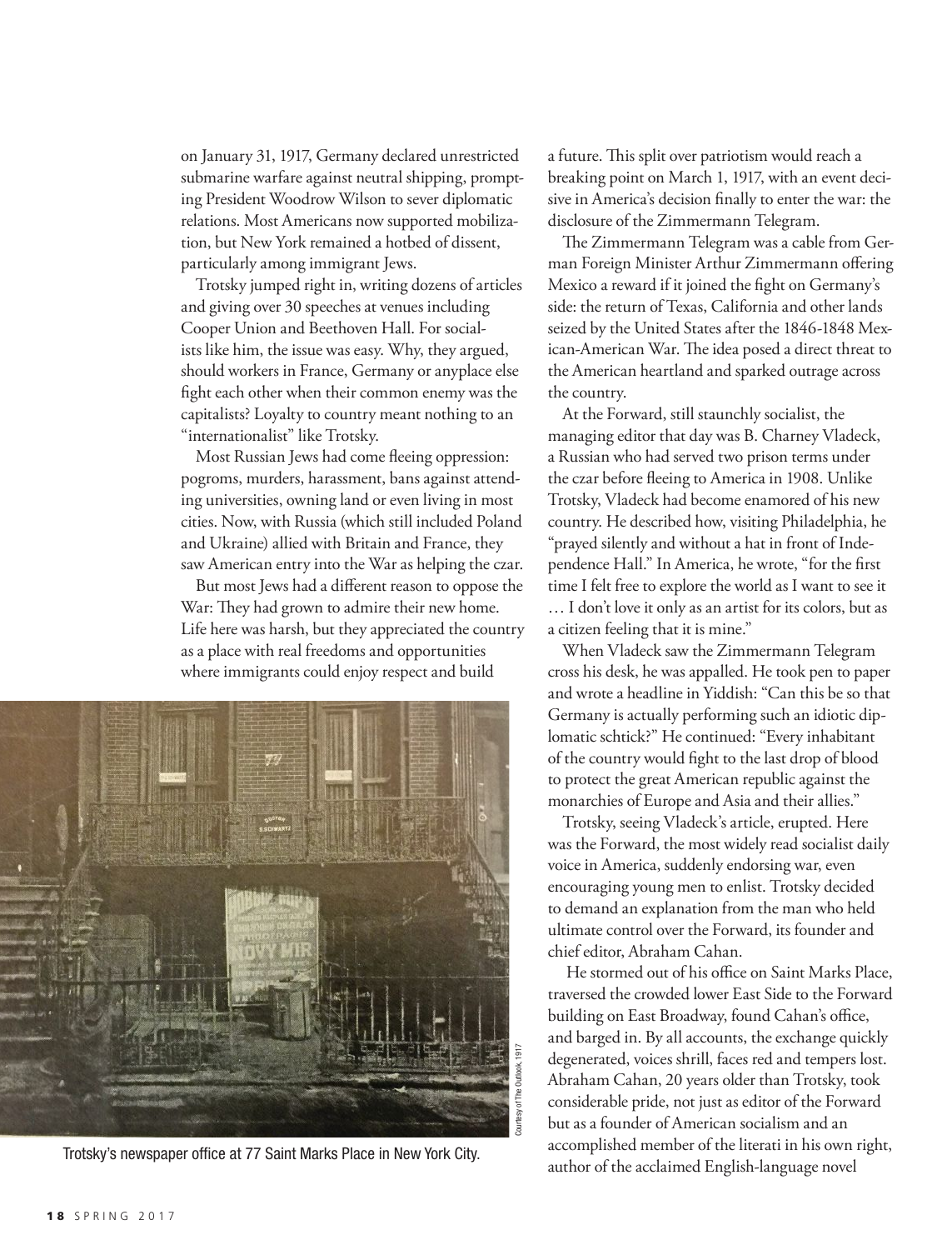on January 31, 1917, Germany declared unrestricted submarine warfare against neutral shipping, prompting President Woodrow Wilson to sever diplomatic relations. Most Americans now supported mobilization, but New York remained a hotbed of dissent, particularly among immigrant Jews.

Trotsky jumped right in, writing dozens of articles and giving over 30 speeches at venues including Cooper Union and Beethoven Hall. For socialists like him, the issue was easy. Why, they argued, should workers in France, Germany or anyplace else fight each other when their common enemy was the capitalists? Loyalty to country meant nothing to an "internationalist" like Trotsky.

Most Russian Jews had come fleeing oppression: pogroms, murders, harassment, bans against attending universities, owning land or even living in most cities. Now, with Russia (which still included Poland and Ukraine) allied with Britain and France, they saw American entry into the War as helping the czar.

But most Jews had a different reason to oppose the War: They had grown to admire their new home. Life here was harsh, but they appreciated the country as a place with real freedoms and opportunities where immigrants could enjoy respect and build a future. This split over patriotism would reach a breaking point on March 1, 1917, with an event decisive in America's decision finally to enter the war: the disclosure of the Zimmermann Telegram.

Trotsky's newspaper office at 77 Saint Marks Place in New York City.

Courtesy of The Outlook, 1917

The Zimmermann Telegram was a cable from German Foreign Minister Arthur Zimmermann offering Mexico a reward if it joined the fight on Germany's side: the return of Texas, California and other lands seized by the United States after the 1846-1848 Mexican-American War. The idea posed a direct threat to the American heartland and sparked outrage across the country.

At the Forward, still staunchly socialist, the managing editor that day was B. Charney Vladeck, a Russian who had served two prison terms under the czar before fleeing to America in 1908. Unlike Trotsky, Vladeck had become enamored of his new country. He described how, visiting Philadelphia, he "prayed silently and without a hat in front of Independence Hall." In America, he wrote, "for the first time I felt free to explore the world as I want to see it … I don't love it only as an artist for its colors, but as a citizen feeling that it is mine."

When Vladeck saw the Zimmermann Telegram cross his desk, he was appalled. He took pen to paper and wrote a headline in Yiddish: "Can this be so that Germany is actually performing such an idiotic diplomatic schtick?" He continued: "Every inhabitant of the country would fight to the last drop of blood to protect the great American republic against the monarchies of Europe and Asia and their allies."

Trotsky, seeing Vladeck's article, erupted. Here was the Forward, the most widely read socialist daily voice in America, suddenly endorsing war, even encouraging young men to enlist. Trotsky decided to demand an explanation from the man who held ultimate control over the Forward, its founder and chief editor, Abraham Cahan.

He stormed out of his office on Saint Marks Place, traversed the crowded lower East Side to the Forward building on East Broadway, found Cahan's office, and barged in. By all accounts, the exchange quickly degenerated, voices shrill, faces red and tempers lost. Abraham Cahan, 20 years older than Trotsky, took considerable pride, not just as editor of the Forward but as a founder of American socialism and an accomplished member of the literati in his own right, author of the acclaimed English-language novel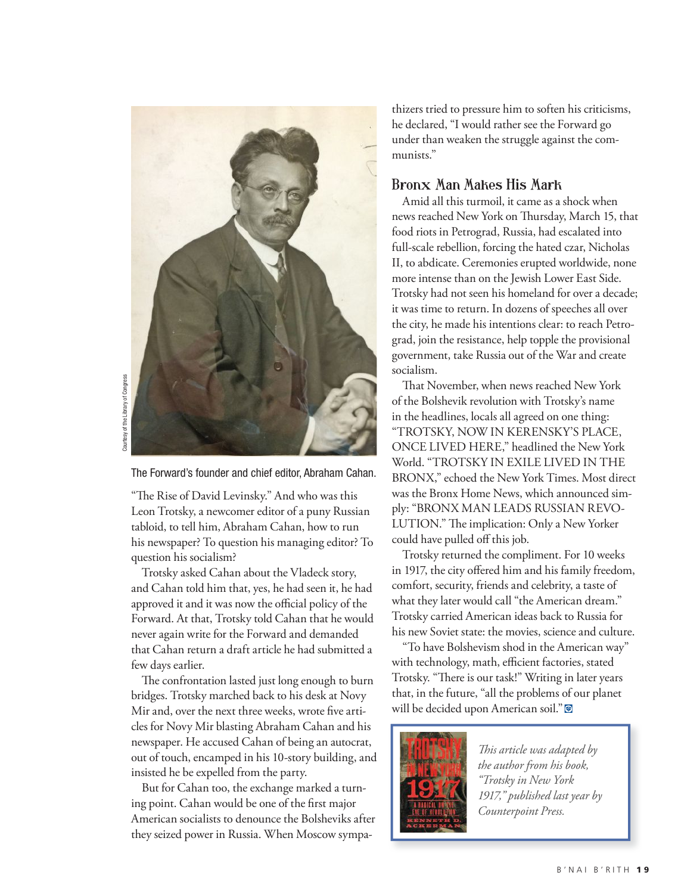The Forward's founder and chief editor, Abraham Cahan.

"The Rise of David Levinsky." And who was this Leon Trotsky, a newcomer editor of a puny Russian tabloid, to tell him, Abraham Cahan, how to run his newspaper? To question his managing editor? To question his socialism?

Trotsky asked Cahan about the Vladeck story, and Cahan told him that, yes, he had seen it, he had approved it and it was now the official policy of the Forward. At that, Trotsky told Cahan that he would never again write for the Forward and demanded that Cahan return a draft article he had submitted a few days earlier.

The confrontation lasted just long enough to burn bridges. Trotsky marched back to his desk at Novy Mir and, over the next three weeks, wrote five articles for Novy Mir blasting Abraham Cahan and his newspaper. He accused Cahan of being an autocrat, out of touch, encamped in his 10-story building, and insisted he be expelled from the party.

But for Cahan too, the exchange marked a turning point. Cahan would be one of the first major American socialists to denounce the Bolsheviks after they seized power in Russia. When Moscow sympathizers tried to pressure him to soften his criticisms, he declared, "I would rather see the Forward go under than weaken the struggle against the communists."

## Bronx Man Makes His Mark

Amid all this turmoil, it came as a shock when news reached New York on Thursday, March 15, that food riots in Petrograd, Russia, had escalated into full-scale rebellion, forcing the hated czar, Nicholas II, to abdicate. Ceremonies erupted worldwide, none more intense than on the Jewish Lower East Side. Trotsky had not seen his homeland for over a decade; it was time to return. In dozens of speeches all over the city, he made his intentions clear: to reach Petrograd, join the resistance, help topple the provisional government, take Russia out of the War and create socialism.

That November, when news reached New York of the Bolshevik revolution with Trotsky's name in the headlines, locals all agreed on one thing: "TROTSKY, NOW IN KERENSKY'S PLACE, ONCE LIVED HERE," headlined the New York World. "TROTSKY IN EXILE LIVED IN THE BRONX," echoed the New York Times. Most direct was the Bronx Home News, which announced simply: "BRONX MAN LEADS RUSSIAN REVOLUTION." The implication: Only a New Yorker could have pulled off this job.

Trotsky returned the compliment. For 10 weeks in 1917, the city offered him and his family freedom, comfort, security, friends and celebrity, a taste of what they later would call "the American dream." Trotsky carried American ideas back to Russia for his new Soviet state: the movies, science and culture.

"To have Bolshevism shod in the American way" with technology, math, efficient factories, stated Trotsky. "There is our task!" Writing in later years that, in the future, "all the problems of our planet will be decided upon American soil."

*This article was adapted by the author from his book, "Trotsky in New York 1917," published last year by Counterpoint Press.*